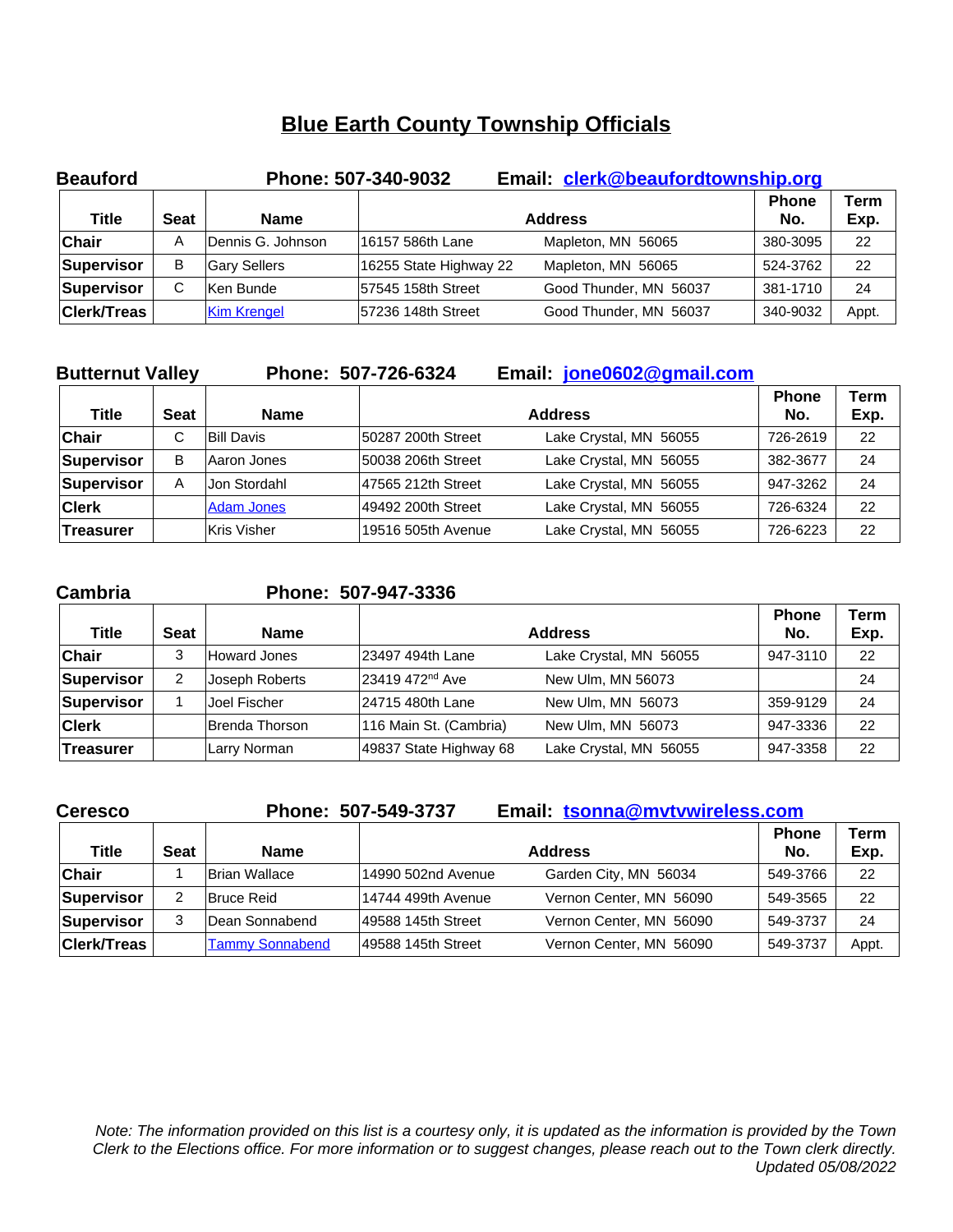# Blue Earth County Township Officials

**Beaufort** **Phone: 507-340-9032** **Email: clerk@beaufordtownship.org**

| Title | Seat | Name | Address | | Phone No. | Term Exp. |
|---|---|---|---|---|---|---|
| **Chair** | A | Dennis G. Johnson | 16157 586th Lane | Mapleton, MN 56065 | 380-3095 | 22 |
| **Supervisor** | B | Gary Sellers | 16255 State Highway 22 | Mapleton, MN 56065 | 524-3762 | 22 |
| **Supervisor** | C | Ken Bunde | 57545 158th Street | Good Thunder, MN 56037 | 381-1710 | 24 |
| **Clerk/Treas** | | Kim Krengel | 57236 148th Street | Good Thunder, MN 56037 | 340-9032 | Appt. |

**Butternut Valley** **Phone: 507-726-6324** **Email: jone0602@gmail.com**

| Title | Seat | Name | Address | | Phone No. | Term Exp. |
|---|---|---|---|---|---|---|
| **Chair** | C | Bill Davis | 50287 200th Street | Lake Crystal, MN 56055 | 726-2619 | 22 |
| **Supervisor** | B | Aaron Jones | 50038 206th Street | Lake Crystal, MN 56055 | 382-3677 | 24 |
| **Supervisor** | A | Jon Stordahl | 47565 212th Street | Lake Crystal, MN 56055 | 947-3262 | 24 |
| **Clerk** | | Adam Jones | 49492 200th Street | Lake Crystal, MN 56055 | 726-6324 | 22 |
| **Treasurer** | | Kris Visher | 19516 505th Avenue | Lake Crystal, MN 56055 | 726-6223 | 22 |

**Cambria** **Phone: 507-947-3336**

| Title | Seat | Name | Address | | Phone No. | Term Exp. |
|---|---|---|---|---|---|---|
| **Chair** | 3 | Howard Jones | 23497 494th Lane | Lake Crystal, MN 56055 | 947-3110 | 22 |
| **Supervisor** | 2 | Joseph Roberts | 23419 472nd Ave | New Ulm, MN 56073 | | 24 |
| **Supervisor** | 1 | Joel Fischer | 24715 480th Lane | New Ulm, MN 56073 | 359-9129 | 24 |
| **Clerk** | | Brenda Thorson | 116 Main St. (Cambria) | New Ulm, MN 56073 | 947-3336 | 22 |
| **Treasurer** | | Larry Norman | 49837 State Highway 68 | Lake Crystal, MN 56055 | 947-3358 | 22 |

**Ceresco** **Phone: 507-549-3737** **Email: tsonna@mvtvwireless.com**

| Title | Seat | Name | Address | | Phone No. | Term Exp. |
|---|---|---|---|---|---|---|
| **Chair** | 1 | Brian Wallace | 14990 502nd Avenue | Garden City, MN 56034 | 549-3766 | 22 |
| **Supervisor** | 2 | Bruce Reid | 14744 499th Avenue | Vernon Center, MN 56090 | 549-3565 | 22 |
| **Supervisor** | 3 | Dean Sonnabend | 49588 145th Street | Vernon Center, MN 56090 | 549-3737 | 24 |
| **Clerk/Treas** | | Tammy Sonnabend | 49588 145th Street | Vernon Center, MN 56090 | 549-3737 | Appt. |

*Note: The information provided on this list is a courtesy only, it is updated as the information is provided by the Town Clerk to the Elections office. For more information or to suggest changes, please reach out to the Town clerk directly. Updated 05/08/2022*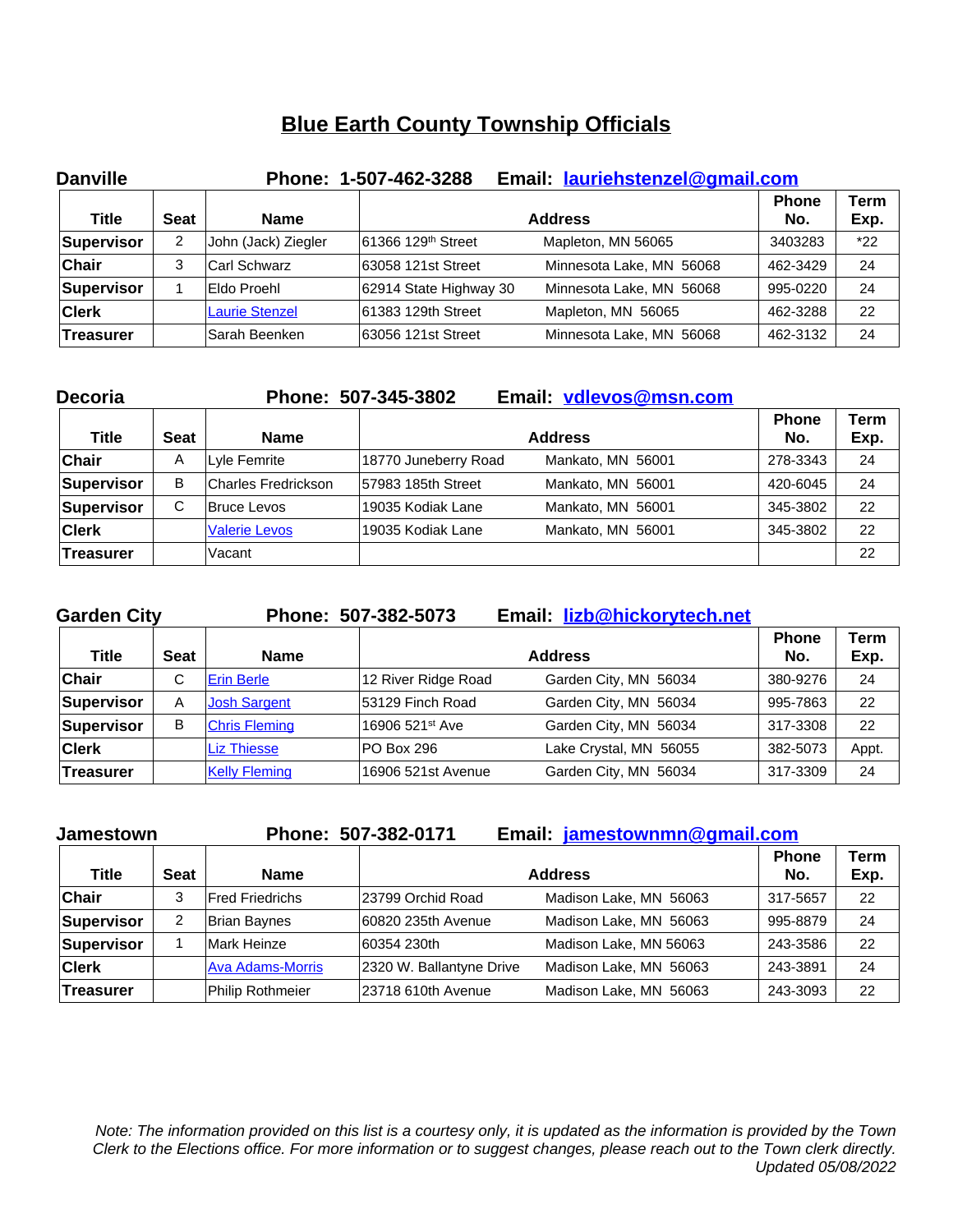# Blue Earth County Township Officials

**Danville** **Phone: 1-507-462-3288** **Email: lauriehstenzel@gmail.com**

| Title | Seat | Name | Address | | Phone No. | Term Exp. |
|---|---|---|---|---|---|---|
| **Supervisor** | 2 | John (Jack) Ziegler | 61366 129th Street | Mapleton, MN 56065 | 3403283 | *22 |
| **Chair** | 3 | Carl Schwarz | 63058 121st Street | Minnesota Lake, MN 56068 | 462-3429 | 24 |
| **Supervisor** | 1 | Eldo Proehl | 62914 State Highway 30 | Minnesota Lake, MN 56068 | 995-0220 | 24 |
| **Clerk** | | Laurie Stenzel | 61383 129th Street | Mapleton, MN 56065 | 462-3288 | 22 |
| **Treasurer** | | Sarah Beenken | 63056 121st Street | Minnesota Lake, MN 56068 | 462-3132 | 24 |

**Decoria** **Phone: 507-345-3802** **Email: vdlevos@msn.com**

| Title | Seat | Name | Address | | Phone No. | Term Exp. |
|---|---|---|---|---|---|---|
| **Chair** | A | Lyle Femrite | 18770 Juneberry Road | Mankato, MN 56001 | 278-3343 | 24 |
| **Supervisor** | B | Charles Fredrickson | 57983 185th Street | Mankato, MN 56001 | 420-6045 | 24 |
| **Supervisor** | C | Bruce Levos | 19035 Kodiak Lane | Mankato, MN 56001 | 345-3802 | 22 |
| **Clerk** | | Valerie Levos | 19035 Kodiak Lane | Mankato, MN 56001 | 345-3802 | 22 |
| **Treasurer** | | Vacant | | | | 22 |

**Garden City** **Phone: 507-382-5073** **Email: lizb@hickorytech.net**

| Title | Seat | Name | Address | | Phone No. | Term Exp. |
|---|---|---|---|---|---|---|
| **Chair** | C | Erin Berle | 12 River Ridge Road | Garden City, MN 56034 | 380-9276 | 24 |
| **Supervisor** | A | Josh Sargent | 53129 Finch Road | Garden City, MN 56034 | 995-7863 | 22 |
| **Supervisor** | B | Chris Fleming | 16906 521st Ave | Garden City, MN 56034 | 317-3308 | 22 |
| **Clerk** | | Liz Thiesse | PO Box 296 | Lake Crystal, MN 56055 | 382-5073 | Appt. |
| **Treasurer** | | Kelly Fleming | 16906 521st Avenue | Garden City, MN 56034 | 317-3309 | 24 |

**Jamestown** **Phone: 507-382-0171** **Email: jamestownmn@gmail.com**

| Title | Seat | Name | Address | | Phone No. | Term Exp. |
|---|---|---|---|---|---|---|
| **Chair** | 3 | Fred Friedrichs | 23799 Orchid Road | Madison Lake, MN 56063 | 317-5657 | 22 |
| **Supervisor** | 2 | Brian Baynes | 60820 235th Avenue | Madison Lake, MN 56063 | 995-8879 | 24 |
| **Supervisor** | 1 | Mark Heinze | 60354 230th | Madison Lake, MN 56063 | 243-3586 | 22 |
| **Clerk** | | Ava Adams-Morris | 2320 W. Ballantyne Drive | Madison Lake, MN 56063 | 243-3891 | 24 |
| **Treasurer** | | Philip Rothmeier | 23718 610th Avenue | Madison Lake, MN 56063 | 243-3093 | 22 |

*Note: The information provided on this list is a courtesy only, it is updated as the information is provided by the Town Clerk to the Elections office. For more information or to suggest changes, please reach out to the Town clerk directly.*
*Updated 05/08/2022*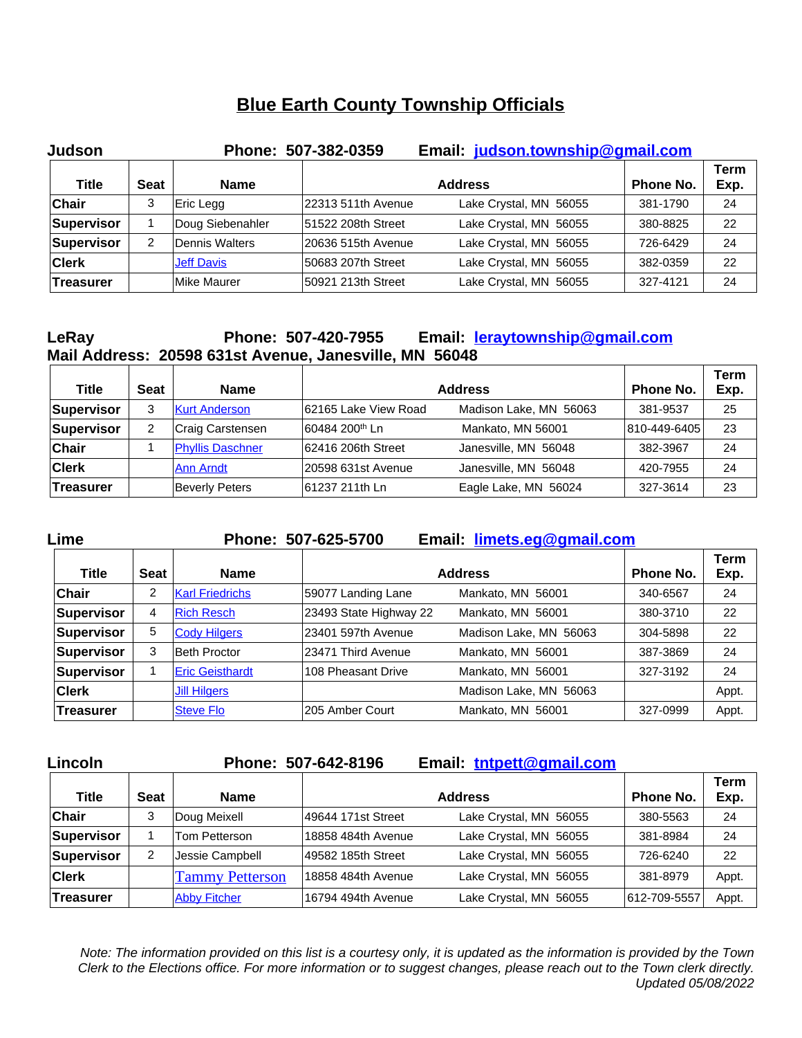# Blue Earth County Township Officials

**Judson** **Phone: 507-382-0359** **Email: judson.township@gmail.com**

| Title | Seat | Name | Address | | Phone No. | Term Exp. |
|---|---|---|---|---|---|---|
| Chair | 3 | Eric Legg | 22313 511th Avenue | Lake Crystal, MN 56055 | 381-1790 | 24 |
| Supervisor | 1 | Doug Siebenahler | 51522 208th Street | Lake Crystal, MN 56055 | 380-8825 | 22 |
| Supervisor | 2 | Dennis Walters | 20636 515th Avenue | Lake Crystal, MN 56055 | 726-6429 | 24 |
| Clerk | | Jeff Davis | 50683 207th Street | Lake Crystal, MN 56055 | 382-0359 | 22 |
| Treasurer | | Mike Maurer | 50921 213th Street | Lake Crystal, MN 56055 | 327-4121 | 24 |

**LeRay** **Phone: 507-420-7955** **Email: leraytownship@gmail.com**
**Mail Address: 20598 631st Avenue, Janesville, MN 56048**

| Title | Seat | Name | Address | | Phone No. | Term Exp. |
|---|---|---|---|---|---|---|
| Supervisor | 3 | Kurt Anderson | 62165 Lake View Road | Madison Lake, MN 56063 | 381-9537 | 25 |
| Supervisor | 2 | Craig Carstensen | 60484 200th Ln | Mankato, MN 56001 | 810-449-6405 | 23 |
| Chair | 1 | Phyllis Daschner | 62416 206th Street | Janesville, MN 56048 | 382-3967 | 24 |
| Clerk | | Ann Arndt | 20598 631st Avenue | Janesville, MN 56048 | 420-7955 | 24 |
| Treasurer | | Beverly Peters | 61237 211th Ln | Eagle Lake, MN 56024 | 327-3614 | 23 |

**Lime** **Phone: 507-625-5700** **Email: limets.eg@gmail.com**

| Title | Seat | Name | Address | | Phone No. | Term Exp. |
|---|---|---|---|---|---|---|
| Chair | 2 | Karl Friedrichs | 59077 Landing Lane | Mankato, MN 56001 | 340-6567 | 24 |
| Supervisor | 4 | Rich Resch | 23493 State Highway 22 | Mankato, MN 56001 | 380-3710 | 22 |
| Supervisor | 5 | Cody Hilgers | 23401 597th Avenue | Madison Lake, MN 56063 | 304-5898 | 22 |
| Supervisor | 3 | Beth Proctor | 23471 Third Avenue | Mankato, MN 56001 | 387-3869 | 24 |
| Supervisor | 1 | Eric Geisthardt | 108 Pheasant Drive | Mankato, MN 56001 | 327-3192 | 24 |
| Clerk | | Jill Hilgers | | Madison Lake, MN 56063 | | Appt. |
| Treasurer | | Steve Flo | 205 Amber Court | Mankato, MN 56001 | 327-0999 | Appt. |

**Lincoln** **Phone: 507-642-8196** **Email: tntpett@gmail.com**

| Title | Seat | Name | Address | | Phone No. | Term Exp. |
|---|---|---|---|---|---|---|
| Chair | 3 | Doug Meixell | 49644 171st Street | Lake Crystal, MN 56055 | 380-5563 | 24 |
| Supervisor | 1 | Tom Petterson | 18858 484th Avenue | Lake Crystal, MN 56055 | 381-8984 | 24 |
| Supervisor | 2 | Jessie Campbell | 49582 185th Street | Lake Crystal, MN 56055 | 726-6240 | 22 |
| Clerk | | Tammy Petterson | 18858 484th Avenue | Lake Crystal, MN 56055 | 381-8979 | Appt. |
| Treasurer | | Abby Fitcher | 16794 494th Avenue | Lake Crystal, MN 56055 | 612-709-5557 | Appt. |

*Note: The information provided on this list is a courtesy only, it is updated as the information is provided by the Town Clerk to the Elections office. For more information or to suggest changes, please reach out to the Town clerk directly. Updated 05/08/2022*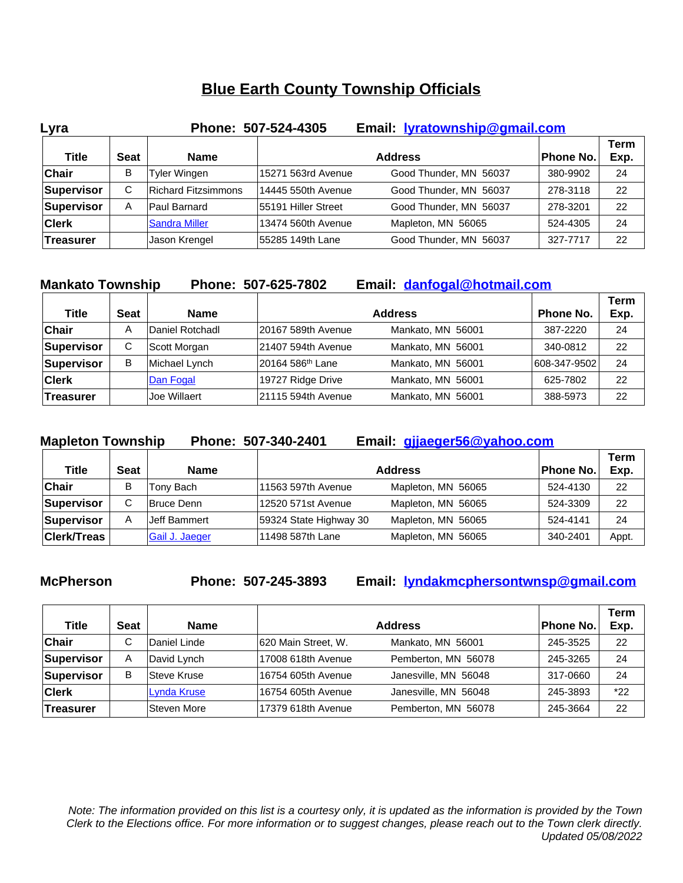# Blue Earth County Township Officials

**Lyra** Phone: 507-524-4305 Email: lyratownship@gmail.com

| Title | Seat | Name | Address | | Phone No. | Term Exp. |
|---|---|---|---|---|---|---|
| **Chair** | B | Tyler Wingen | 15271 563rd Avenue | Good Thunder, MN 56037 | 380-9902 | 24 |
| **Supervisor** | C | Richard Fitzsimmons | 14445 550th Avenue | Good Thunder, MN 56037 | 278-3118 | 22 |
| **Supervisor** | A | Paul Barnard | 55191 Hiller Street | Good Thunder, MN 56037 | 278-3201 | 22 |
| **Clerk** | | Sandra Miller | 13474 560th Avenue | Mapleton, MN 56065 | 524-4305 | 24 |
| **Treasurer** | | Jason Krengel | 55285 149th Lane | Good Thunder, MN 56037 | 327-7717 | 22 |

**Mankato Township** Phone: 507-625-7802 Email: danfogal@hotmail.com

| Title | Seat | Name | Address | | Phone No. | Term Exp. |
|---|---|---|---|---|---|---|
| **Chair** | A | Daniel Rotchadl | 20167 589th Avenue | Mankato, MN 56001 | 387-2220 | 24 |
| **Supervisor** | C | Scott Morgan | 21407 594th Avenue | Mankato, MN 56001 | 340-0812 | 22 |
| **Supervisor** | B | Michael Lynch | 20164 586th Lane | Mankato, MN 56001 | 608-347-9502 | 24 |
| **Clerk** | | Dan Fogal | 19727 Ridge Drive | Mankato, MN 56001 | 625-7802 | 22 |
| **Treasurer** | | Joe Willaert | 21115 594th Avenue | Mankato, MN 56001 | 388-5973 | 22 |

**Mapleton Township** Phone: 507-340-2401 Email: gjjaeger56@yahoo.com

| Title | Seat | Name | Address | | Phone No. | Term Exp. |
|---|---|---|---|---|---|---|
| **Chair** | B | Tony Bach | 11563 597th Avenue | Mapleton, MN 56065 | 524-4130 | 22 |
| **Supervisor** | C | Bruce Denn | 12520 571st Avenue | Mapleton, MN 56065 | 524-3309 | 22 |
| **Supervisor** | A | Jeff Bammert | 59324 State Highway 30 | Mapleton, MN 56065 | 524-4141 | 24 |
| **Clerk/Treas** | | Gail J. Jaeger | 11498 587th Lane | Mapleton, MN 56065 | 340-2401 | Appt. |

**McPherson** Phone: 507-245-3893 Email: lyndakmcphersontwnsp@gmail.com

| Title | Seat | Name | Address | | Phone No. | Term Exp. |
|---|---|---|---|---|---|---|
| **Chair** | C | Daniel Linde | 620 Main Street, W. | Mankato, MN 56001 | 245-3525 | 22 |
| **Supervisor** | A | David Lynch | 17008 618th Avenue | Pemberton, MN 56078 | 245-3265 | 24 |
| **Supervisor** | B | Steve Kruse | 16754 605th Avenue | Janesville, MN 56048 | 317-0660 | 24 |
| **Clerk** | | Lynda Kruse | 16754 605th Avenue | Janesville, MN 56048 | 245-3893 | *22 |
| **Treasurer** | | Steven More | 17379 618th Avenue | Pemberton, MN 56078 | 245-3664 | 22 |

*Note: The information provided on this list is a courtesy only, it is updated as the information is provided by the Town Clerk to the Elections office. For more information or to suggest changes, please reach out to the Town clerk directly. Updated 05/08/2022*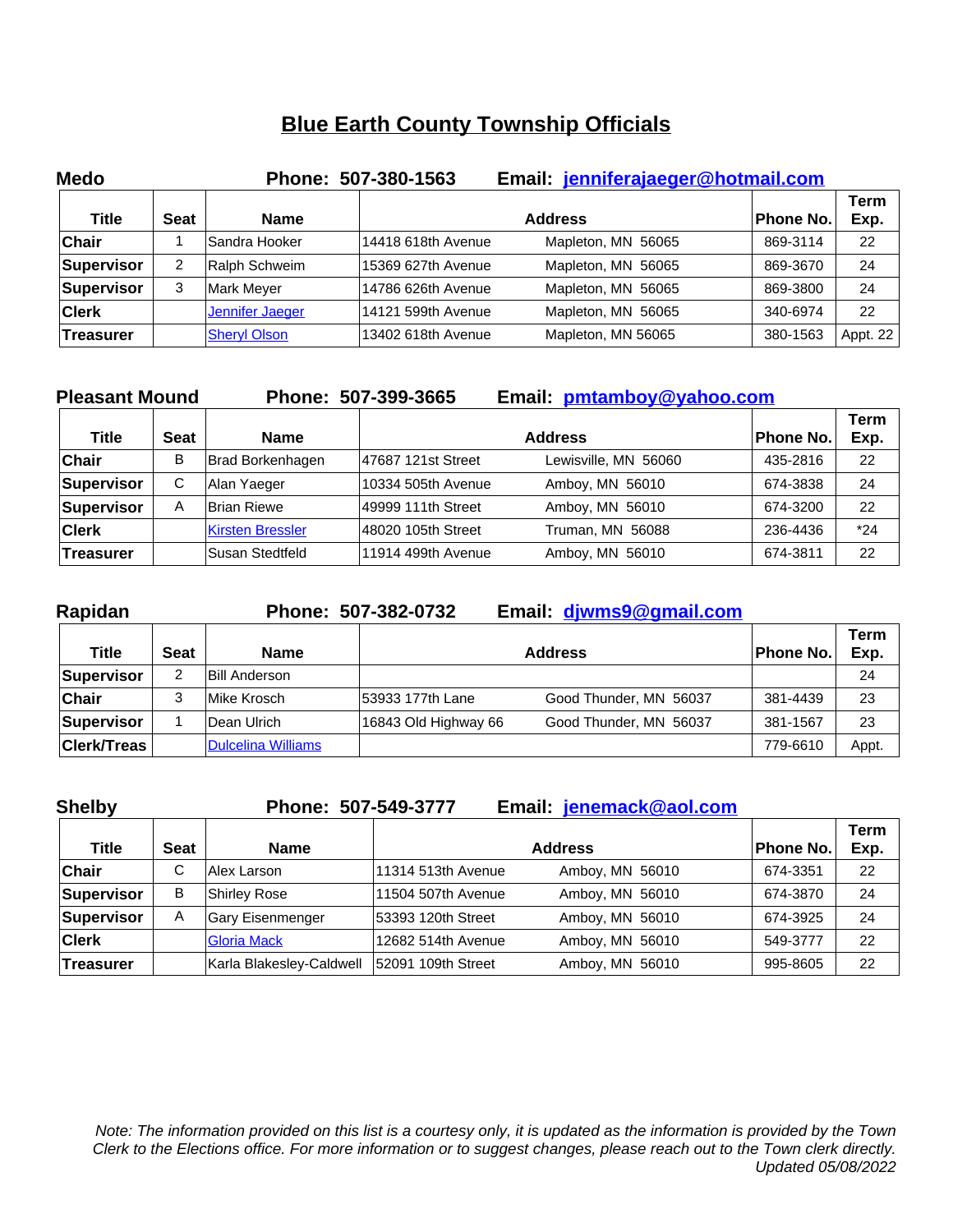# Blue Earth County Township Officials

**Medo** **Phone: 507-380-1563** **Email: jenniferajaeger@hotmail.com**

| Title | Seat | Name | Address | | Phone No. | Term Exp. |
|---|---|---|---|---|---|---|
| **Chair** | 1 | Sandra Hooker | 14418 618th Avenue | Mapleton, MN 56065 | 869-3114 | 22 |
| **Supervisor** | 2 | Ralph Schweim | 15369 627th Avenue | Mapleton, MN 56065 | 869-3670 | 24 |
| **Supervisor** | 3 | Mark Meyer | 14786 626th Avenue | Mapleton, MN 56065 | 869-3800 | 24 |
| **Clerk** | | Jennifer Jaeger | 14121 599th Avenue | Mapleton, MN 56065 | 340-6974 | 22 |
| **Treasurer** | | Sheryl Olson | 13402 618th Avenue | Mapleton, MN 56065 | 380-1563 | Appt. 22 |

**Pleasant Mound** **Phone: 507-399-3665** **Email: pmtamboy@yahoo.com**

| Title | Seat | Name | Address | | Phone No. | Term Exp. |
|---|---|---|---|---|---|---|
| **Chair** | B | Brad Borkenhagen | 47687 121st Street | Lewisville, MN 56060 | 435-2816 | 22 |
| **Supervisor** | C | Alan Yaeger | 10334 505th Avenue | Amboy, MN 56010 | 674-3838 | 24 |
| **Supervisor** | A | Brian Riewe | 49999 111th Street | Amboy, MN 56010 | 674-3200 | 22 |
| **Clerk** | | Kirsten Bressler | 48020 105th Street | Truman, MN 56088 | 236-4436 | *24 |
| **Treasurer** | | Susan Stedtfeld | 11914 499th Avenue | Amboy, MN 56010 | 674-3811 | 22 |

**Rapidan** **Phone: 507-382-0732** **Email: djwms9@gmail.com**

| Title | Seat | Name | Address | | Phone No. | Term Exp. |
|---|---|---|---|---|---|---|
| **Supervisor** | 2 | Bill Anderson | | | | 24 |
| **Chair** | 3 | Mike Krosch | 53933 177th Lane | Good Thunder, MN 56037 | 381-4439 | 23 |
| **Supervisor** | 1 | Dean Ulrich | 16843 Old Highway 66 | Good Thunder, MN 56037 | 381-1567 | 23 |
| **Clerk/Treas** | | Dulcelina Williams | | | 779-6610 | Appt. |

**Shelby** **Phone: 507-549-3777** **Email: jenemack@aol.com**

| Title | Seat | Name | Address | | Phone No. | Term Exp. |
|---|---|---|---|---|---|---|
| **Chair** | C | Alex Larson | 11314 513th Avenue | Amboy, MN 56010 | 674-3351 | 22 |
| **Supervisor** | B | Shirley Rose | 11504 507th Avenue | Amboy, MN 56010 | 674-3870 | 24 |
| **Supervisor** | A | Gary Eisenmenger | 53393 120th Street | Amboy, MN 56010 | 674-3925 | 24 |
| **Clerk** | | Gloria Mack | 12682 514th Avenue | Amboy, MN 56010 | 549-3777 | 22 |
| **Treasurer** | | Karla Blakesley-Caldwell | 52091 109th Street | Amboy, MN 56010 | 995-8605 | 22 |

*Note: The information provided on this list is a courtesy only, it is updated as the information is provided by the Town Clerk to the Elections office. For more information or to suggest changes, please reach out to the Town clerk directly.*
*Updated 05/08/2022*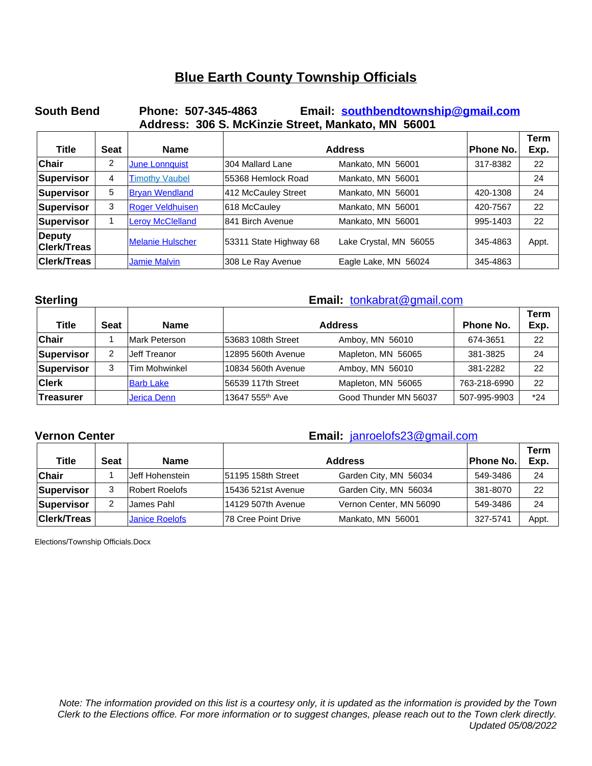# Blue Earth County Township Officials

**South Bend** **Phone: 507-345-4863** **Email: southbendtownship@gmail.com**
**Address: 306 S. McKinzie Street, Mankato, MN 56001**

| Title | Seat | Name | Address | | Phone No. | Term Exp. |
|---|---|---|---|---|---|---|
| Chair | 2 | June Lonnquist | 304 Mallard Lane | Mankato, MN 56001 | 317-8382 | 22 |
| Supervisor | 4 | Timothy Vaubel | 55368 Hemlock Road | Mankato, MN 56001 | | 24 |
| Supervisor | 5 | Bryan Wendland | 412 McCauley Street | Mankato, MN 56001 | 420-1308 | 24 |
| Supervisor | 3 | Roger Veldhuisen | 618 McCauley | Mankato, MN 56001 | 420-7567 | 22 |
| Supervisor | 1 | Leroy McClelland | 841 Birch Avenue | Mankato, MN 56001 | 995-1403 | 22 |
| Deputy Clerk/Treas | | Melanie Hulscher | 53311 State Highway 68 | Lake Crystal, MN 56055 | 345-4863 | Appt. |
| Clerk/Treas | | Jamie Malvin | 308 Le Ray Avenue | Eagle Lake, MN 56024 | 345-4863 | |

**Sterling** **Email: tonkabrat@gmail.com**

| Title | Seat | Name | Address | | Phone No. | Term Exp. |
|---|---|---|---|---|---|---|
| Chair | 1 | Mark Peterson | 53683 108th Street | Amboy, MN 56010 | 674-3651 | 22 |
| Supervisor | 2 | Jeff Treanor | 12895 560th Avenue | Mapleton, MN 56065 | 381-3825 | 24 |
| Supervisor | 3 | Tim Mohwinkel | 10834 560th Avenue | Amboy, MN 56010 | 381-2282 | 22 |
| Clerk | | Barb Lake | 56539 117th Street | Mapleton, MN 56065 | 763-218-6990 | 22 |
| Treasurer | | Jerica Denn | 13647 555th Ave | Good Thunder MN 56037 | 507-995-9903 | *24 |

**Vernon Center** **Email: janroelofs23@gmail.com**

| Title | Seat | Name | Address | | Phone No. | Term Exp. |
|---|---|---|---|---|---|---|
| Chair | 1 | Jeff Hohenstein | 51195 158th Street | Garden City, MN 56034 | 549-3486 | 24 |
| Supervisor | 3 | Robert Roelofs | 15436 521st Avenue | Garden City, MN 56034 | 381-8070 | 22 |
| Supervisor | 2 | James Pahl | 14129 507th Avenue | Vernon Center, MN 56090 | 549-3486 | 24 |
| Clerk/Treas | | Janice Roelofs | 78 Cree Point Drive | Mankato, MN 56001 | 327-5741 | Appt. |

Elections/Township Officials.Docx

*Note: The information provided on this list is a courtesy only, it is updated as the information is provided by the Town Clerk to the Elections office. For more information or to suggest changes, please reach out to the Town clerk directly. Updated 05/08/2022*